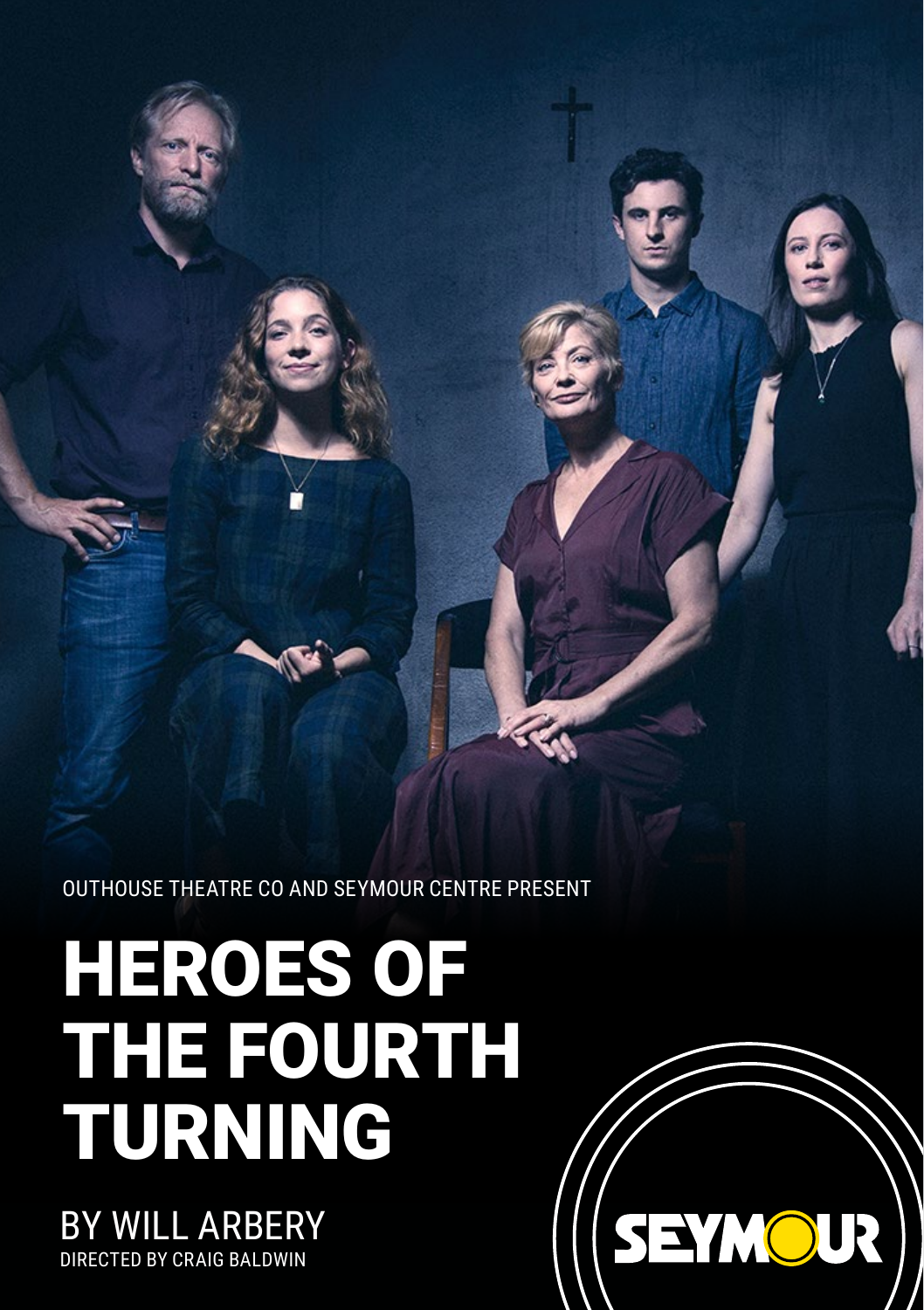OUTHOUSE THEATRE CO AND SEYMOUR CENTRE PRESENT

# HEROES OF THE FOURTH TURNING

BY WILL ARBERY

DIRECTED BY CRAIG BALDWIN

SEYMOUR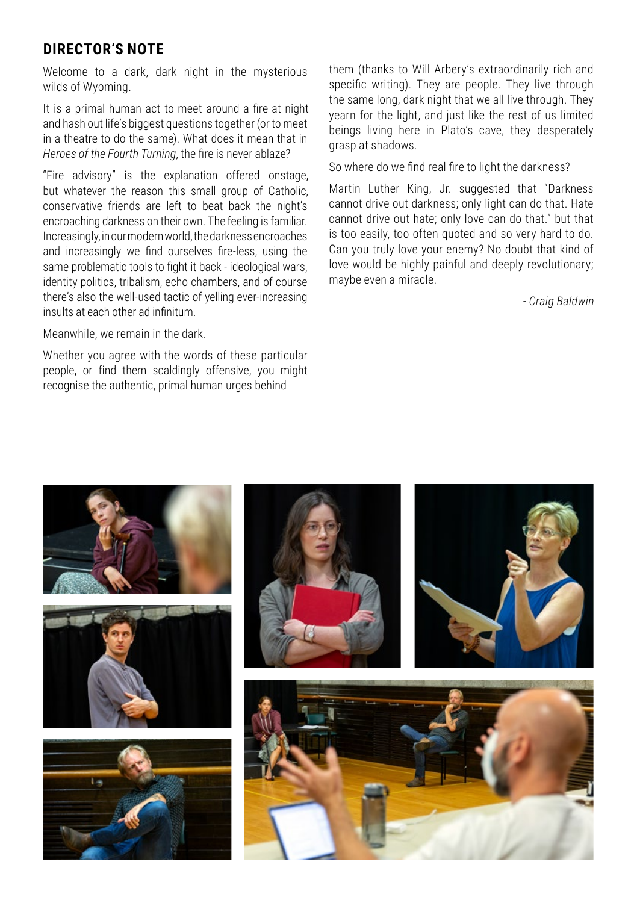## DIRECTOR'S NOTE

Welcome to a dark, dark night in the mysterious wilds of Wyoming.

It is a primal human act to meet around a fire at night and hash out life's biggest questions together (or to meet in a theatre to do the same). What does it mean that in *Heroes of the Fourth Turning*, the fire is never ablaze?

"Fire advisory" is the explanation offered onstage, but whatever the reason this small group of Catholic, conservative friends are left to beat back the night's encroaching darkness on their own. The feeling is familiar. Increasingly, in our modern world, the darkness encroaches and increasingly we find ourselves fire-less, using the same problematic tools to fight it back - ideological wars, identity politics, tribalism, echo chambers, and of course there's also the well-used tactic of yelling ever-increasing insults at each other ad infinitum.

Meanwhile, we remain in the dark.

Whether you agree with the words of these particular people, or find them scaldingly offensive, you might recognise the authentic, primal human urges behind them (thanks to Will Arbery's extraordinarily rich and specific writing). They are people. They live through the same long, dark night that we all live through. They yearn for the light, and just like the rest of us limited beings living here in Plato's cave, they desperately grasp at shadows.

So where do we find real fire to light the darkness?

Martin Luther King, Jr. suggested that "Darkness cannot drive out darkness; only light can do that. Hate cannot drive out hate; only love can do that." but that is too easily, too often quoted and so very hard to do. Can you truly love your enemy? No doubt that kind of love would be highly painful and deeply revolutionary; maybe even a miracle.

*- Craig Baldwin*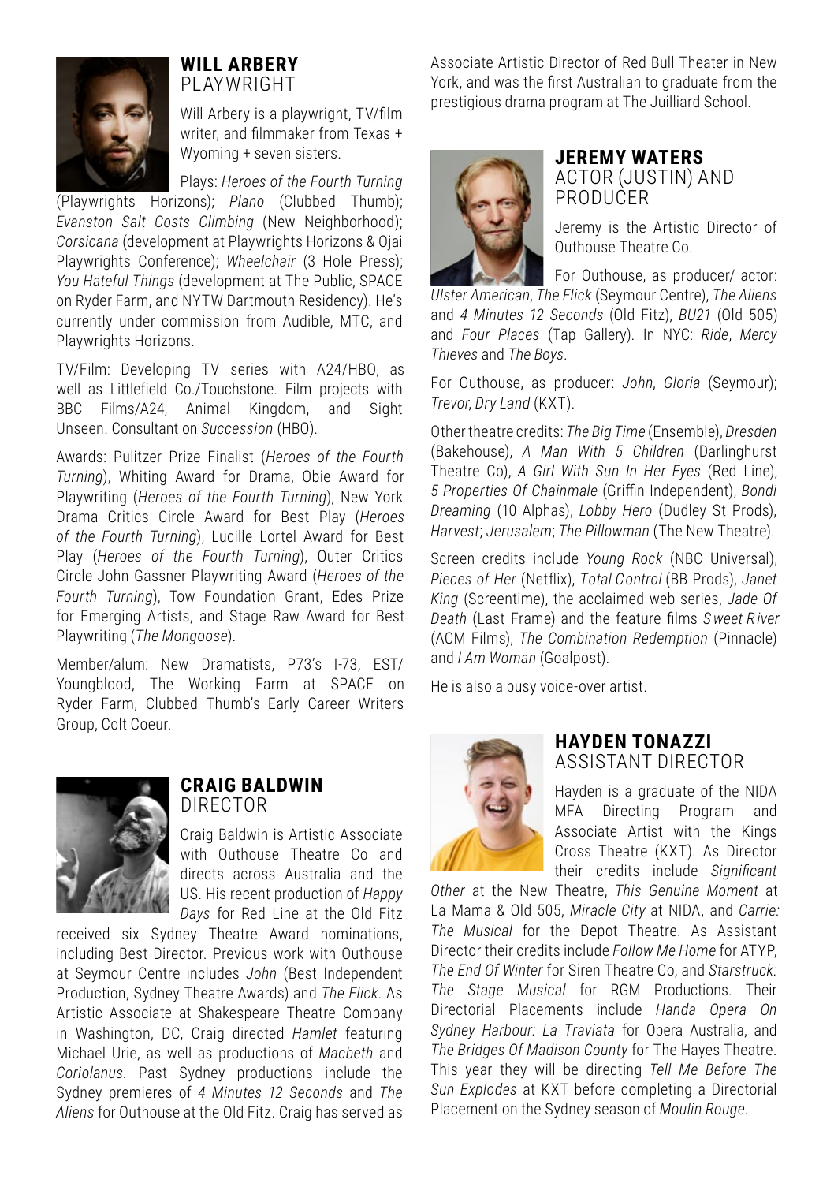## WILL ARBERY
PLAYWRIGHT

Will Arbery is a playwright, TV/film writer, and filmmaker from Texas + Wyoming + seven sisters.

Plays: *Heroes of the Fourth Turning* (Playwrights Horizons); *Plano* (Clubbed Thumb); *Evanston Salt Costs Climbing* (New Neighborhood); *Corsicana* (development at Playwrights Horizons & Ojai Playwrights Conference); *Wheelchair* (3 Hole Press); *You Hateful Things* (development at The Public, SPACE on Ryder Farm, and NYTW Dartmouth Residency). He's currently under commission from Audible, MTC, and Playwrights Horizons.

TV/Film: Developing TV series with A24/HBO, as well as Littlefield Co./Touchstone. Film projects with BBC Films/A24, Animal Kingdom, and Sight Unseen. Consultant on *Succession* (HBO).

Awards: Pulitzer Prize Finalist (*Heroes of the Fourth Turning*), Whiting Award for Drama, Obie Award for Playwriting (*Heroes of the Fourth Turning*), New York Drama Critics Circle Award for Best Play (*Heroes of the Fourth Turning*), Lucille Lortel Award for Best Play (*Heroes of the Fourth Turning*), Outer Critics Circle John Gassner Playwriting Award (*Heroes of the Fourth Turning*), Tow Foundation Grant, Edes Prize for Emerging Artists, and Stage Raw Award for Best Playwriting (*The Mongoose*).

Member/alum: New Dramatists, P73's I-73, EST/Youngblood, The Working Farm at SPACE on Ryder Farm, Clubbed Thumb's Early Career Writers Group, Colt Coeur.

## CRAIG BALDWIN
DIRECTOR

Craig Baldwin is Artistic Associate with Outhouse Theatre Co and directs across Australia and the US. His recent production of *Happy Days* for Red Line at the Old Fitz received six Sydney Theatre Award nominations, including Best Director. Previous work with Outhouse at Seymour Centre includes *John* (Best Independent Production, Sydney Theatre Awards) and *The Flick*. As Artistic Associate at Shakespeare Theatre Company in Washington, DC, Craig directed *Hamlet* featuring Michael Urie, as well as productions of *Macbeth* and *Coriolanus*. Past Sydney productions include the Sydney premieres of *4 Minutes 12 Seconds* and *The Aliens* for Outhouse at the Old Fitz. Craig has served as Associate Artistic Director of Red Bull Theater in New York, and was the first Australian to graduate from the prestigious drama program at The Juilliard School.

## JEREMY WATERS
ACTOR (JUSTIN) AND PRODUCER

Jeremy is the Artistic Director of Outhouse Theatre Co.

For Outhouse, as producer/ actor: *Ulster American*, *The Flick* (Seymour Centre), *The Aliens* and *4 Minutes 12 Seconds* (Old Fitz), *BU21* (Old 505) and *Four Places* (Tap Gallery). In NYC: *Ride*, *Mercy Thieves* and *The Boys*.

For Outhouse, as producer: *John*, *Gloria* (Seymour); *Trevor*, *Dry Land* (KXT).

Other theatre credits: *The Big Time* (Ensemble), *Dresden* (Bakehouse), *A Man With 5 Children* (Darlinghurst Theatre Co), *A Girl With Sun In Her Eyes* (Red Line), *5 Properties Of Chainmale* (Griffin Independent), *Bondi Dreaming* (10 Alphas), *Lobby Hero* (Dudley St Prods), *Harvest*; *Jerusalem*; *The Pillowman* (The New Theatre).

Screen credits include *Young Rock* (NBC Universal), *Pieces of Her* (Netflix), *Total Control* (BB Prods), *Janet King* (Screentime), the acclaimed web series, *Jade Of Death* (Last Frame) and the feature films *Sweet River* (ACM Films), *The Combination Redemption* (Pinnacle) and *I Am Woman* (Goalpost).

He is also a busy voice-over artist.

## HAYDEN TONAZZI
ASSISTANT DIRECTOR

Hayden is a graduate of the NIDA MFA Directing Program and Associate Artist with the Kings Cross Theatre (KXT). As Director their credits include *Significant Other* at the New Theatre, *This Genuine Moment* at La Mama & Old 505, *Miracle City* at NIDA, and *Carrie: The Musical* for the Depot Theatre. As Assistant Director their credits include *Follow Me Home* for ATYP, *The End Of Winter* for Siren Theatre Co, and *Starstruck: The Stage Musical* for RGM Productions. Their Directorial Placements include *Handa Opera On Sydney Harbour: La Traviata* for Opera Australia, and *The Bridges Of Madison County* for The Hayes Theatre. This year they will be directing *Tell Me Before The Sun Explodes* at KXT before completing a Directorial Placement on the Sydney season of *Moulin Rouge*.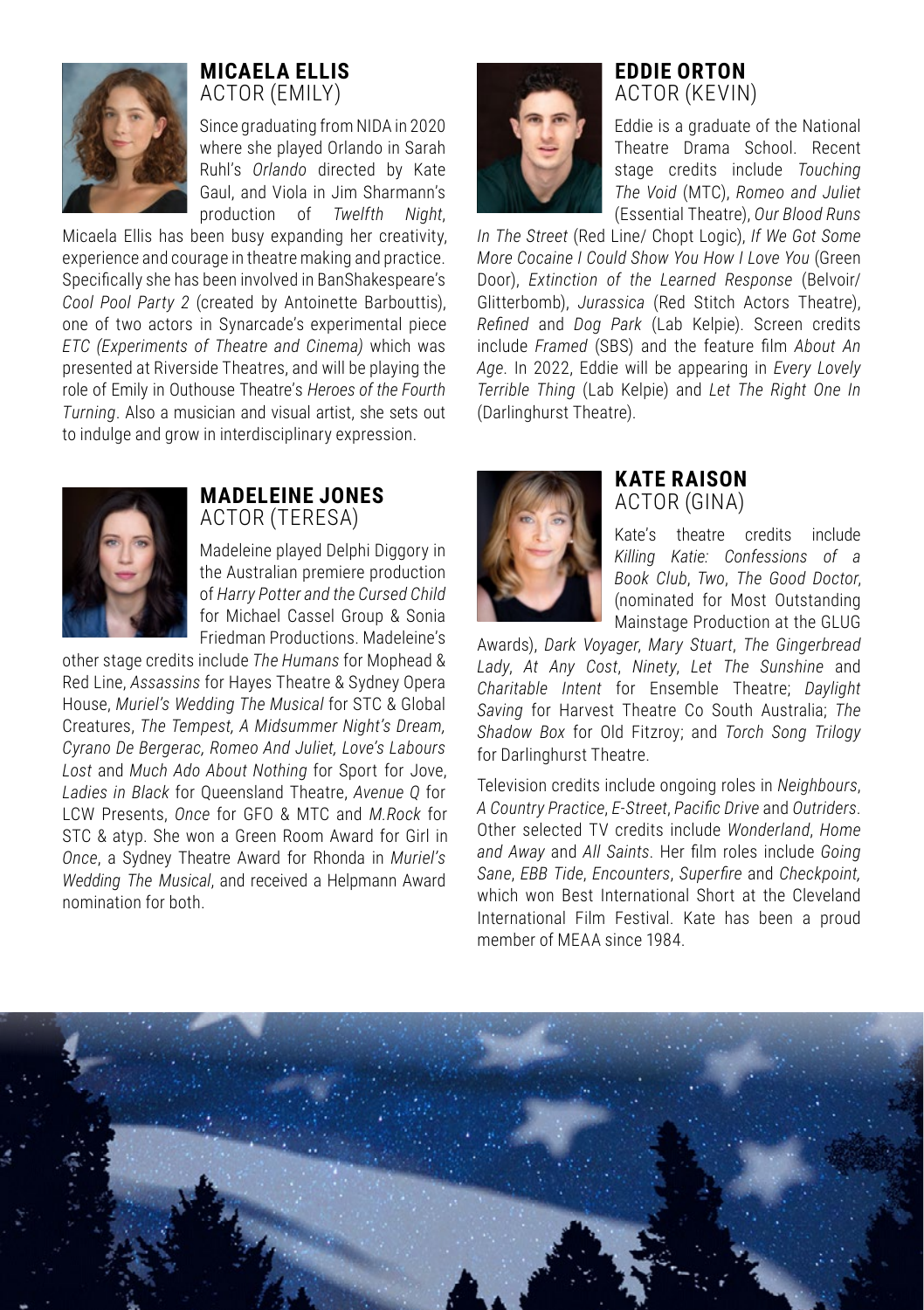## MICAELA ELLIS
ACTOR (EMILY)

Since graduating from NIDA in 2020 where she played Orlando in Sarah Ruhl's *Orlando* directed by Kate Gaul, and Viola in Jim Sharmann's production of *Twelfth Night*, Micaela Ellis has been busy expanding her creativity, experience and courage in theatre making and practice. Specifically she has been involved in BanShakespeare's *Cool Pool Party 2* (created by Antoinette Barbouttis), one of two actors in Synarcade's experimental piece *ETC (Experiments of Theatre and Cinema)* which was presented at Riverside Theatres, and will be playing the role of Emily in Outhouse Theatre's *Heroes of the Fourth Turning*. Also a musician and visual artist, she sets out to indulge and grow in interdisciplinary expression.

## EDDIE ORTON
ACTOR (KEVIN)

Eddie is a graduate of the National Theatre Drama School. Recent stage credits include *Touching The Void* (MTC), *Romeo and Juliet* (Essential Theatre), *Our Blood Runs In The Street* (Red Line/ Chopt Logic), *If We Got Some More Cocaine I Could Show You How I Love You* (Green Door), *Extinction of the Learned Response* (Belvoir/ Glitterbomb), *Jurassica* (Red Stitch Actors Theatre), *Refined* and *Dog Park* (Lab Kelpie). Screen credits include *Framed* (SBS) and the feature film *About An Age*. In 2022, Eddie will be appearing in *Every Lovely Terrible Thing* (Lab Kelpie) and *Let The Right One In* (Darlinghurst Theatre).

## MADELEINE JONES
ACTOR (TERESA)

Madeleine played Delphi Diggory in the Australian premiere production of *Harry Potter and the Cursed Child* for Michael Cassel Group & Sonia Friedman Productions. Madeleine's other stage credits include *The Humans* for Mophead & Red Line, *Assassins* for Hayes Theatre & Sydney Opera House, *Muriel's Wedding The Musical* for STC & Global Creatures, *The Tempest, A Midsummer Night's Dream, Cyrano De Bergerac, Romeo And Juliet, Love's Labours Lost* and *Much Ado About Nothing* for Sport for Jove, *Ladies in Black* for Queensland Theatre, *Avenue Q* for LCW Presents, *Once* for GFO & MTC and *M.Rock* for STC & atyp. She won a Green Room Award for Girl in *Once*, a Sydney Theatre Award for Rhonda in *Muriel's Wedding The Musical*, and received a Helpmann Award nomination for both.

## KATE RAISON
ACTOR (GINA)

Kate's theatre credits include *Killing Katie: Confessions of a Book Club*, *Two*, *The Good Doctor*, (nominated for Most Outstanding Mainstage Production at the GLUG Awards), *Dark Voyager*, *Mary Stuart*, *The Gingerbread Lady*, *At Any Cost*, *Ninety*, *Let The Sunshine* and *Charitable Intent* for Ensemble Theatre; *Daylight Saving* for Harvest Theatre Co South Australia; *The Shadow Box* for Old Fitzroy; and *Torch Song Trilogy* for Darlinghurst Theatre.

Television credits include ongoing roles in *Neighbours*, *A Country Practice*, *E-Street*, *Pacific Drive* and *Outriders*. Other selected TV credits include *Wonderland*, *Home and Away* and *All Saints*. Her film roles include *Going Sane*, *EBB Tide*, *Encounters*, *Superfire* and *Checkpoint,* which won Best International Short at the Cleveland International Film Festival. Kate has been a proud member of MEAA since 1984.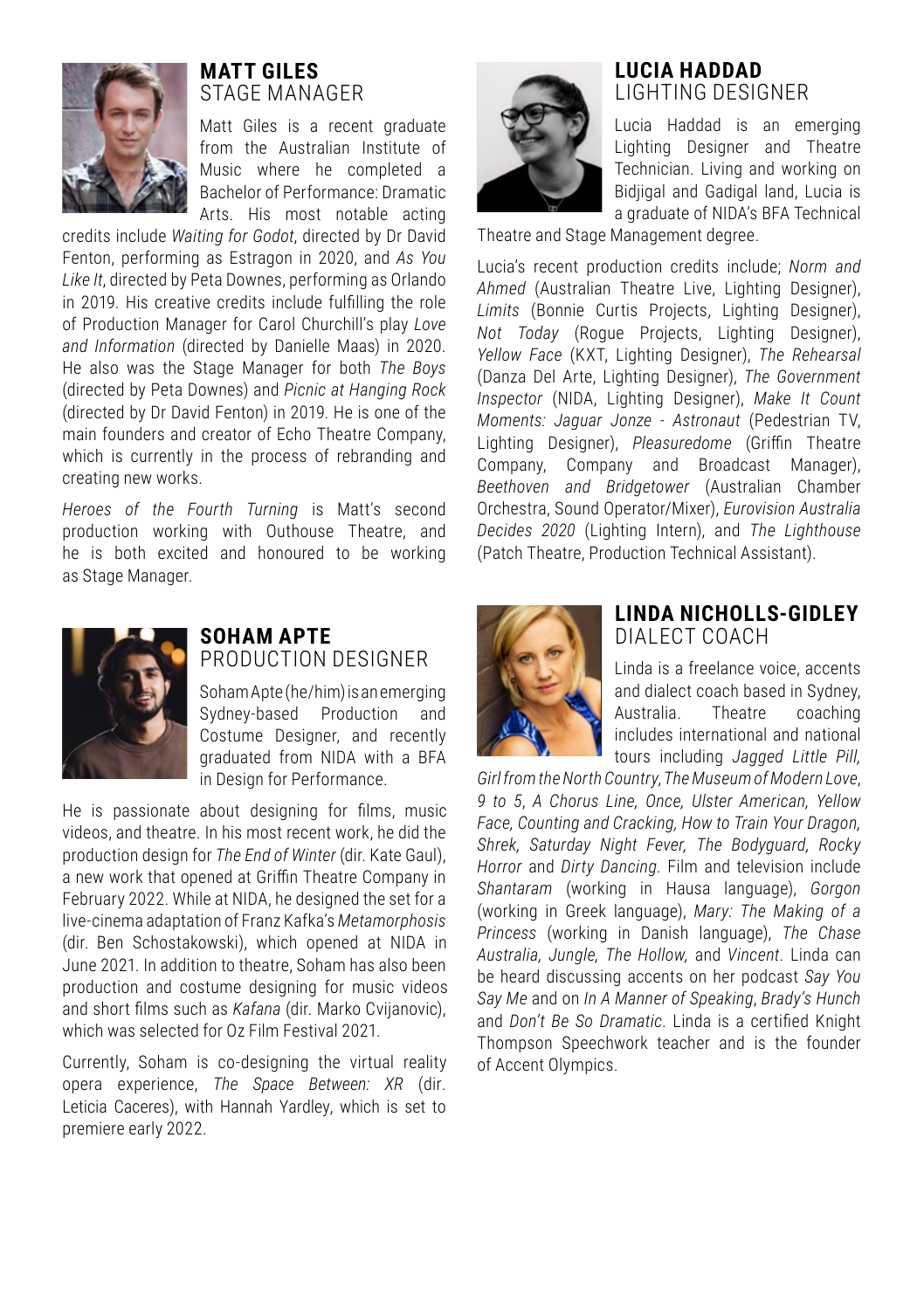## MATT GILES
STAGE MANAGER

Matt Giles is a recent graduate from the Australian Institute of Music where he completed a Bachelor of Performance: Dramatic Arts. His most notable acting credits include *Waiting for Godot*, directed by Dr David Fenton, performing as Estragon in 2020, and *As You Like It*, directed by Peta Downes, performing as Orlando in 2019. His creative credits include fulfilling the role of Production Manager for Carol Churchill's play *Love and Information* (directed by Danielle Maas) in 2020. He also was the Stage Manager for both *The Boys* (directed by Peta Downes) and *Picnic at Hanging Rock* (directed by Dr David Fenton) in 2019. He is one of the main founders and creator of Echo Theatre Company, which is currently in the process of rebranding and creating new works.

*Heroes of the Fourth Turning* is Matt's second production working with Outhouse Theatre, and he is both excited and honoured to be working as Stage Manager.

## SOHAM APTE
PRODUCTION DESIGNER

Soham Apte (he/him) is an emerging Sydney-based Production and Costume Designer, and recently graduated from NIDA with a BFA in Design for Performance.

He is passionate about designing for films, music videos, and theatre. In his most recent work, he did the production design for *The End of Winter* (dir. Kate Gaul), a new work that opened at Griffin Theatre Company in February 2022. While at NIDA, he designed the set for a live-cinema adaptation of Franz Kafka's *Metamorphosis* (dir. Ben Schostakowski), which opened at NIDA in June 2021. In addition to theatre, Soham has also been production and costume designing for music videos and short films such as *Kafana* (dir. Marko Cvijanovic), which was selected for Oz Film Festival 2021.

Currently, Soham is co-designing the virtual reality opera experience, *The Space Between: XR* (dir. Leticia Caceres), with Hannah Yardley, which is set to premiere early 2022.

## LUCIA HADDAD
LIGHTING DESIGNER

Lucia Haddad is an emerging Lighting Designer and Theatre Technician. Living and working on Bidjigal and Gadigal land, Lucia is a graduate of NIDA's BFA Technical Theatre and Stage Management degree.

Lucia's recent production credits include; *Norm and Ahmed* (Australian Theatre Live, Lighting Designer), *Limits* (Bonnie Curtis Projects, Lighting Designer), *Not Today* (Rogue Projects, Lighting Designer), *Yellow Face* (KXT, Lighting Designer), *The Rehearsal* (Danza Del Arte, Lighting Designer), *The Government Inspector* (NIDA, Lighting Designer), *Make It Count Moments: Jaguar Jonze - Astronaut* (Pedestrian TV, Lighting Designer), *Pleasuredome* (Griffin Theatre Company, Company and Broadcast Manager), *Beethoven and Bridgetower* (Australian Chamber Orchestra, Sound Operator/Mixer), *Eurovision Australia Decides 2020* (Lighting Intern), and *The Lighthouse* (Patch Theatre, Production Technical Assistant).

## LINDA NICHOLLS-GIDLEY
DIALECT COACH

Linda is a freelance voice, accents and dialect coach based in Sydney, Australia. Theatre coaching includes international and national tours including *Jagged Little Pill, Girl from the North Country*, *The Museum of Modern Love*, *9 to 5*, *A Chorus Line, Once, Ulster American, Yellow Face, Counting and Cracking, How to Train Your Dragon, Shrek, Saturday Night Fever, The Bodyguard, Rocky Horror* and *Dirty Dancing*. Film and television include *Shantaram* (working in Hausa language), *Gorgon* (working in Greek language), *Mary: The Making of a Princess* (working in Danish language), *The Chase Australia, Jungle, The Hollow,* and *Vincent*. Linda can be heard discussing accents on her podcast *Say You Say Me* and on *In A Manner of Speaking*, *Brady's Hunch* and *Don't Be So Dramatic*. Linda is a certified Knight Thompson Speechwork teacher and is the founder of Accent Olympics.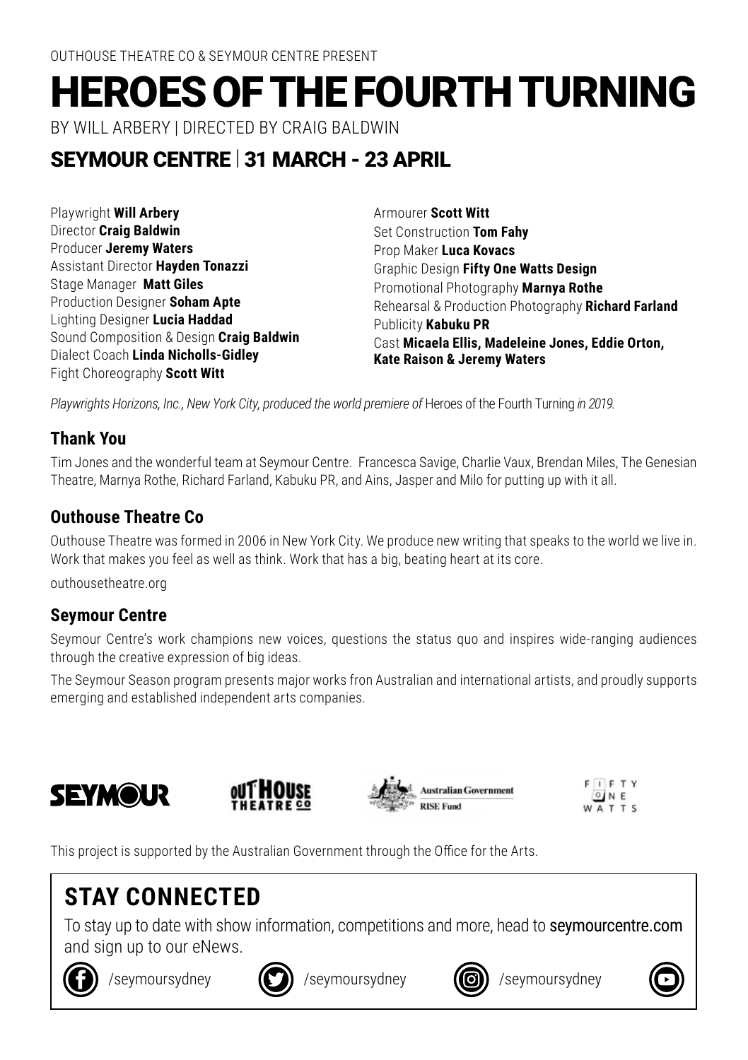OUTHOUSE THEATRE CO & SEYMOUR CENTRE PRESENT

# HEROES OF THE FOURTH TURNING

BY WILL ARBERY | DIRECTED BY CRAIG BALDWIN

## SEYMOUR CENTRE | 31 MARCH - 23 APRIL

Playwright **Will Arbery**
Director **Craig Baldwin**
Producer **Jeremy Waters**
Assistant Director **Hayden Tonazzi**
Stage Manager **Matt Giles**
Production Designer **Soham Apte**
Lighting Designer **Lucia Haddad**
Sound Composition & Design **Craig Baldwin**
Dialect Coach **Linda Nicholls-Gidley**
Fight Choreography **Scott Witt**
Armourer **Scott Witt**
Set Construction **Tom Fahy**
Prop Maker **Luca Kovacs**
Graphic Design **Fifty One Watts Design**
Promotional Photography **Marnya Rothe**
Rehearsal & Production Photography **Richard Farland**
Publicity **Kabuku PR**
Cast **Micaela Ellis, Madeleine Jones, Eddie Orton, Kate Raison & Jeremy Waters**

*Playwrights Horizons, Inc., New York City, produced the world premiere of* Heroes of the Fourth Turning *in 2019.*

### Thank You

Tim Jones and the wonderful team at Seymour Centre. Francesca Savige, Charlie Vaux, Brendan Miles, The Genesian Theatre, Marnya Rothe, Richard Farland, Kabuku PR, and Ains, Jasper and Milo for putting up with it all.

### Outhouse Theatre Co

Outhouse Theatre was formed in 2006 in New York City. We produce new writing that speaks to the world we live in. Work that makes you feel as well as think. Work that has a big, beating heart at its core.

outhousetheatre.org

### Seymour Centre

Seymour Centre's work champions new voices, questions the status quo and inspires wide-ranging audiences through the creative expression of big ideas.

The Seymour Season program presents major works fron Australian and international artists, and proudly supports emerging and established independent arts companies.

This project is supported by the Australian Government through the Office for the Arts.

## STAY CONNECTED

To stay up to date with show information, competitions and more, head to seymourcentre.com and sign up to our eNews.

/seymoursydney /seymoursydney /seymoursydney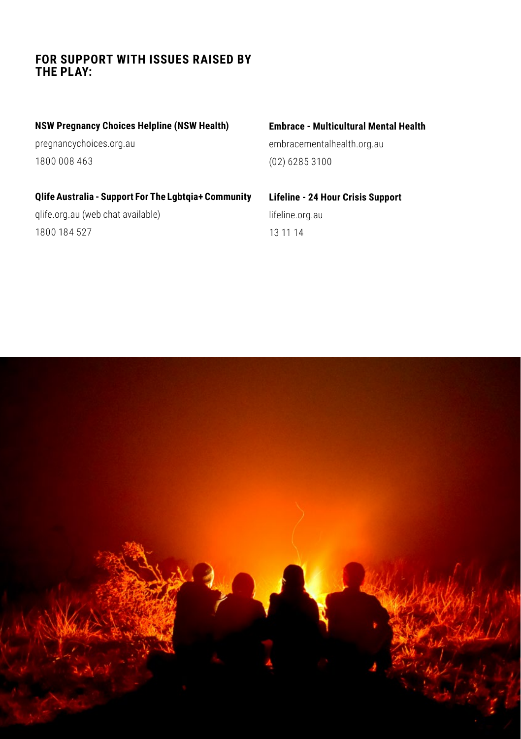## FOR SUPPORT WITH ISSUES RAISED BY THE PLAY:

**NSW Pregnancy Choices Helpline (NSW Health)**

pregnancychoices.org.au

1800 008 463

**Qlife Australia - Support For The Lgbtqia+ Community**

qlife.org.au (web chat available)

1800 184 527

**Embrace - Multicultural Mental Health**

embracementalhealth.org.au

(02) 6285 3100

**Lifeline - 24 Hour Crisis Support**

lifeline.org.au

13 11 14